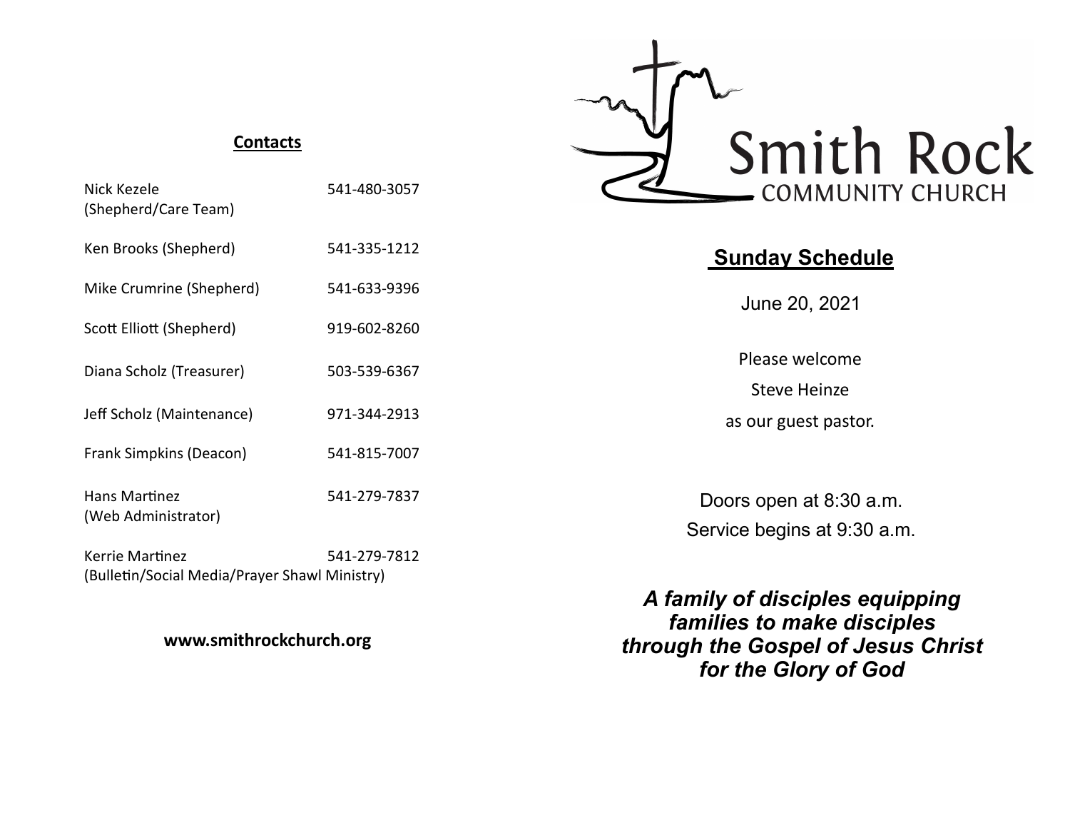## Contacts

| | |
|---|---|
| Nick Kezele (Shepherd/Care Team) | 541-480-3057 |
| Ken Brooks (Shepherd) | 541-335-1212 |
| Mike Crumrine (Shepherd) | 541-633-9396 |
| Scott Elliott (Shepherd) | 919-602-8260 |
| Diana Scholz (Treasurer) | 503-539-6367 |
| Jeff Scholz (Maintenance) | 971-344-2913 |
| Frank Simpkins (Deacon) | 541-815-7007 |
| Hans Martinez (Web Administrator) | 541-279-7837 |
| Kerrie Martinez (Bulletin/Social Media/Prayer Shawl Ministry) | 541-279-7812 |

**www.smithrockchurch.org**

# Smith Rock
COMMUNITY CHURCH

## Sunday Schedule

June 20, 2021

Please welcome

Steve Heinze

as our guest pastor.

Doors open at 8:30 a.m.

Service begins at 9:30 a.m.

***A family of disciples equipping families to make disciples through the Gospel of Jesus Christ for the Glory of God***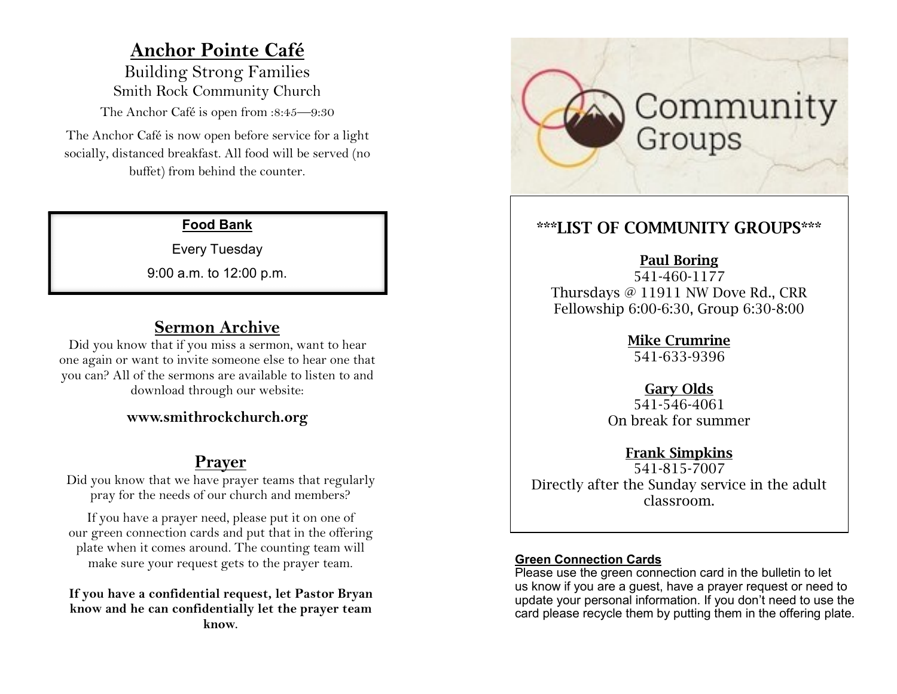# Anchor Pointe Café

Building Strong Families

Smith Rock Community Church

The Anchor Café is open from :8:45—9:30

The Anchor Café is now open before service for a light socially, distanced breakfast. All food will be served (no buffet) from behind the counter.

**Food Bank**

Every Tuesday

9:00 a.m. to 12:00 p.m.

## Sermon Archive

Did you know that if you miss a sermon, want to hear one again or want to invite someone else to hear one that you can? All of the sermons are available to listen to and download through our website:

**www.smithrockchurch.org**

## Prayer

Did you know that we have prayer teams that regularly pray for the needs of our church and members?

If you have a prayer need, please put it on one of our green connection cards and put that in the offering plate when it comes around. The counting team will make sure your request gets to the prayer team.

**If you have a confidential request, let Pastor Bryan know and he can confidentially let the prayer team know**.

Community Groups

## ***LIST OF COMMUNITY GROUPS***

**Paul Boring**
541-460-1177
Thursdays @ 11911 NW Dove Rd., CRR
Fellowship 6:00-6:30, Group 6:30-8:00

**Mike Crumrine**
541-633-9396

**Gary Olds**
541-546-4061
On break for summer

**Frank Simpkins**
541-815-7007
Directly after the Sunday service in the adult classroom.

**Green Connection Cards**

Please use the green connection card in the bulletin to let us know if you are a guest, have a prayer request or need to update your personal information. If you don't need to use the card please recycle them by putting them in the offering plate.